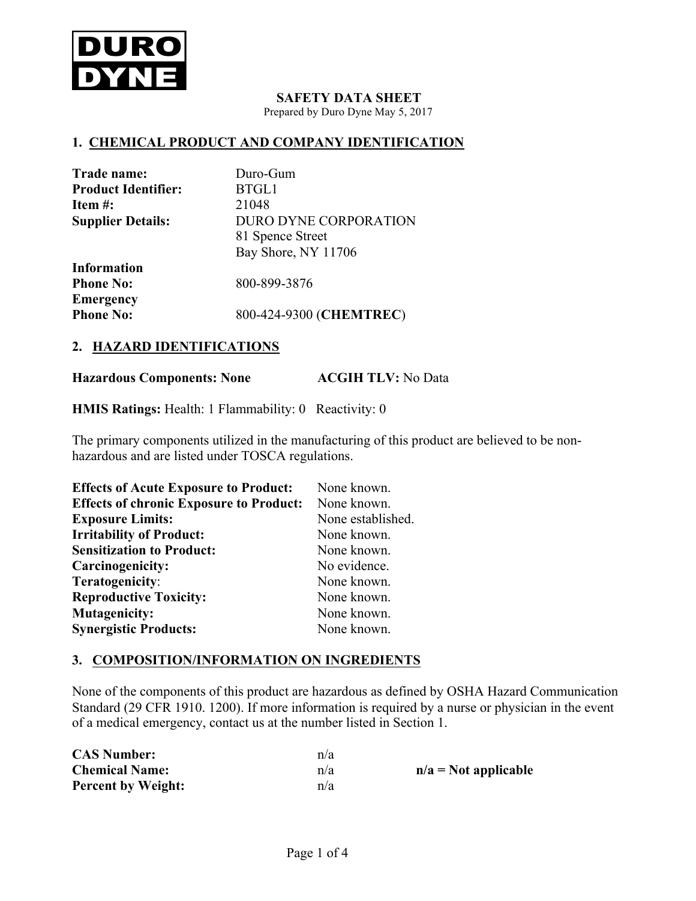**DURO DYNE**

# SAFETY DATA SHEET

Prepared by Duro Dyne May 5, 2017

## 1. CHEMICAL PRODUCT AND COMPANY IDENTIFICATION

| | |
|---|---|
| **Trade name:** | Duro-Gum |
| **Product Identifier:** | BTGL1 |
| **Item #:** | 21048 |
| **Supplier Details:** | DURO DYNE CORPORATION<br>81 Spence Street<br>Bay Shore, NY 11706 |
| **Information Phone No:** | 800-899-3876 |
| **Emergency Phone No:** | 800-424-9300 (**CHEMTREC**) |

## 2. HAZARD IDENTIFICATIONS

**Hazardous Components: None** **ACGIH TLV:** No Data

**HMIS Ratings:** Health: 1 Flammability: 0 Reactivity: 0

The primary components utilized in the manufacturing of this product are believed to be non-hazardous and are listed under TOSCA regulations.

| | |
|---|---|
| **Effects of Acute Exposure to Product:** | None known. |
| **Effects of chronic Exposure to Product:** | None known. |
| **Exposure Limits:** | None established. |
| **Irritability of Product:** | None known. |
| **Sensitization to Product:** | None known. |
| **Carcinogenicity:** | No evidence. |
| **Teratogenicity:** | None known. |
| **Reproductive Toxicity:** | None known. |
| **Mutagenicity:** | None known. |
| **Synergistic Products:** | None known. |

## 3. COMPOSITION/INFORMATION ON INGREDIENTS

None of the components of this product are hazardous as defined by OSHA Hazard Communication Standard (29 CFR 1910. 1200). If more information is required by a nurse or physician in the event of a medical emergency, contact us at the number listed in Section 1.

| | | |
|---|---|---|
| **CAS Number:** | n/a | |
| **Chemical Name:** | n/a | **n/a = Not applicable** |
| **Percent by Weight:** | n/a | |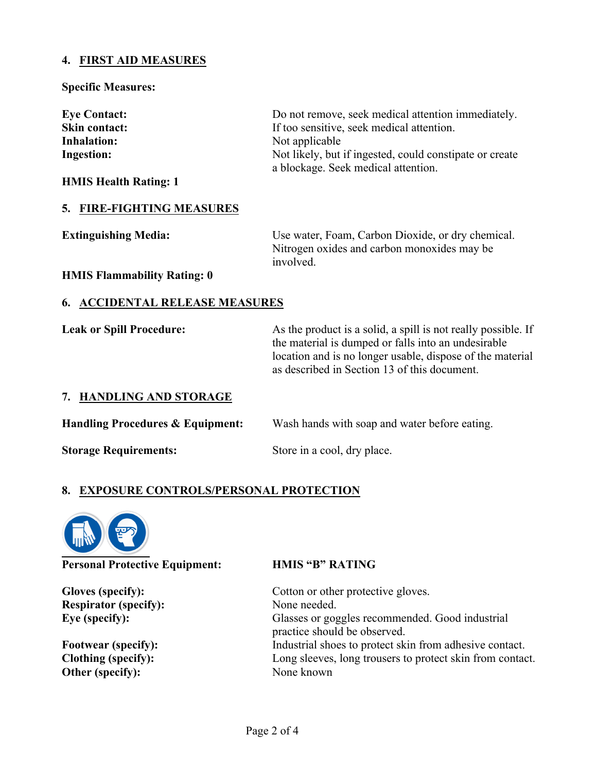## 4. FIRST AID MEASURES

**Specific Measures:**

| | |
|---|---|
| **Eye Contact:** | Do not remove, seek medical attention immediately. |
| **Skin contact:** | If too sensitive, seek medical attention. |
| **Inhalation:** | Not applicable |
| **Ingestion:** | Not likely, but if ingested, could constipate or create a blockage. Seek medical attention. |

**HMIS Health Rating: 1**

## 5. FIRE-FIGHTING MEASURES

| | |
|---|---|
| **Extinguishing Media:** | Use water, Foam, Carbon Dioxide, or dry chemical. Nitrogen oxides and carbon monoxides may be involved. |

**HMIS Flammability Rating: 0**

## 6. ACCIDENTAL RELEASE MEASURES

| | |
|---|---|
| **Leak or Spill Procedure:** | As the product is a solid, a spill is not really possible. If the material is dumped or falls into an undesirable location and is no longer usable, dispose of the material as described in Section 13 of this document. |

## 7. HANDLING AND STORAGE

| | |
|---|---|
| **Handling Procedures & Equipment:** | Wash hands with soap and water before eating. |
| **Storage Requirements:** | Store in a cool, dry place. |

## 8. EXPOSURE CONTROLS/PERSONAL PROTECTION

**Personal Protective Equipment:** **HMIS "B" RATING**

| | |
|---|---|
| **Gloves (specify):** | Cotton or other protective gloves. |
| **Respirator (specify):** | None needed. |
| **Eye (specify):** | Glasses or goggles recommended. Good industrial practice should be observed. |
| **Footwear (specify):** | Industrial shoes to protect skin from adhesive contact. |
| **Clothing (specify):** | Long sleeves, long trousers to protect skin from contact. |
| **Other (specify):** | None known |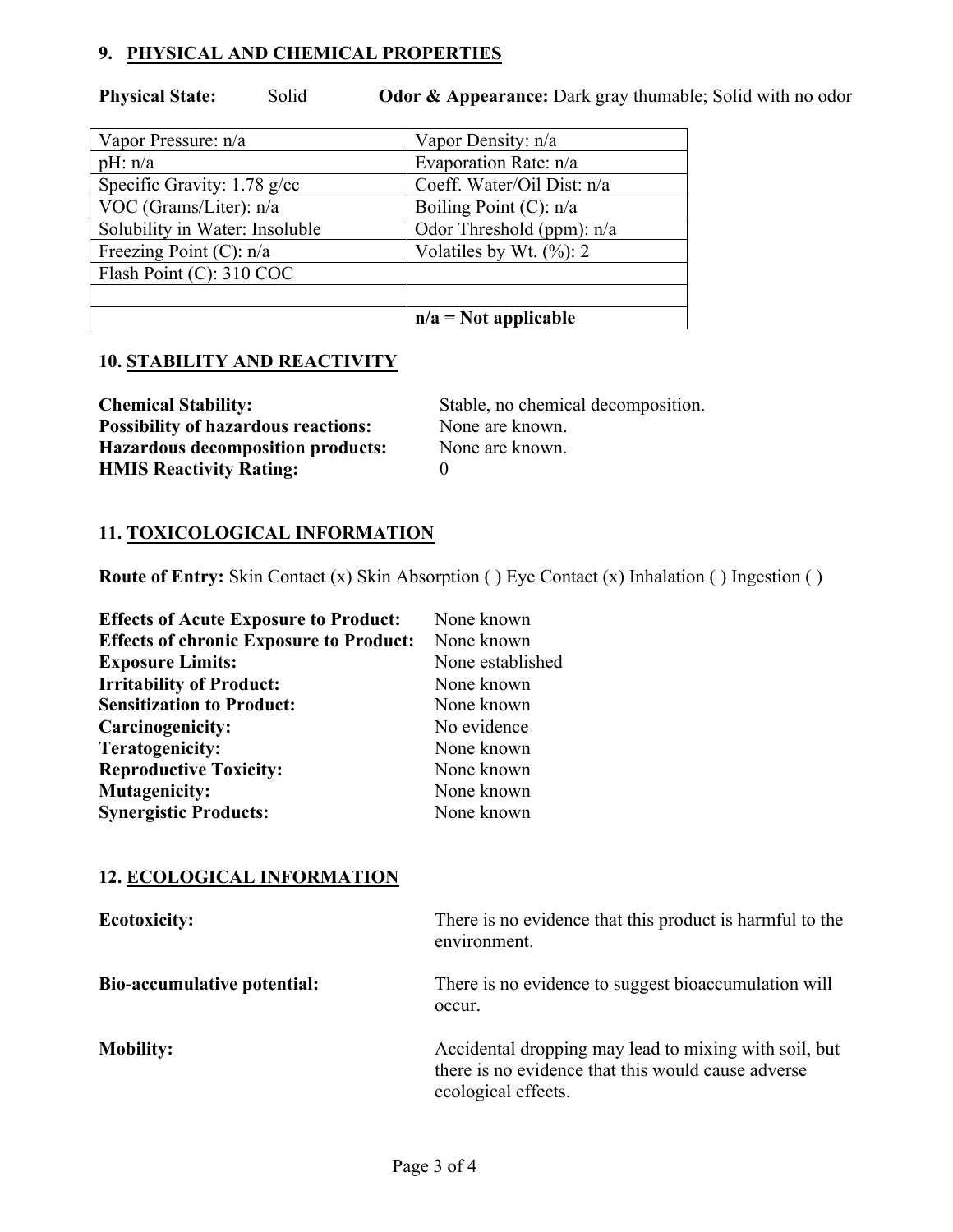## 9. PHYSICAL AND CHEMICAL PROPERTIES

**Physical State:** Solid **Odor & Appearance:** Dark gray thumable; Solid with no odor

| Vapor Pressure: n/a | Vapor Density: n/a |
|---|---|
| pH: n/a | Evaporation Rate: n/a |
| Specific Gravity: 1.78 g/cc | Coeff. Water/Oil Dist: n/a |
| VOC (Grams/Liter): n/a | Boiling Point (C): n/a |
| Solubility in Water: Insoluble | Odor Threshold (ppm): n/a |
| Freezing Point (C): n/a | Volatiles by Wt. (%): 2 |
| Flash Point (C): 310 COC | |
| | |
| | **n/a = Not applicable** |

## 10. STABILITY AND REACTIVITY

**Chemical Stability:** Stable, no chemical decomposition.
**Possibility of hazardous reactions:** None are known.
**Hazardous decomposition products:** None are known.
**HMIS Reactivity Rating:** 0

## 11. TOXICOLOGICAL INFORMATION

**Route of Entry:** Skin Contact (x) Skin Absorption ( ) Eye Contact (x) Inhalation ( ) Ingestion ( )

**Effects of Acute Exposure to Product:** None known
**Effects of chronic Exposure to Product:** None known
**Exposure Limits:** None established
**Irritability of Product:** None known
**Sensitization to Product:** None known
**Carcinogenicity:** No evidence
**Teratogenicity:** None known
**Reproductive Toxicity:** None known
**Mutagenicity:** None known
**Synergistic Products:** None known

## 12. ECOLOGICAL INFORMATION

**Ecotoxicity:** There is no evidence that this product is harmful to the environment.

**Bio-accumulative potential:** There is no evidence to suggest bioaccumulation will occur.

**Mobility:** Accidental dropping may lead to mixing with soil, but there is no evidence that this would cause adverse ecological effects.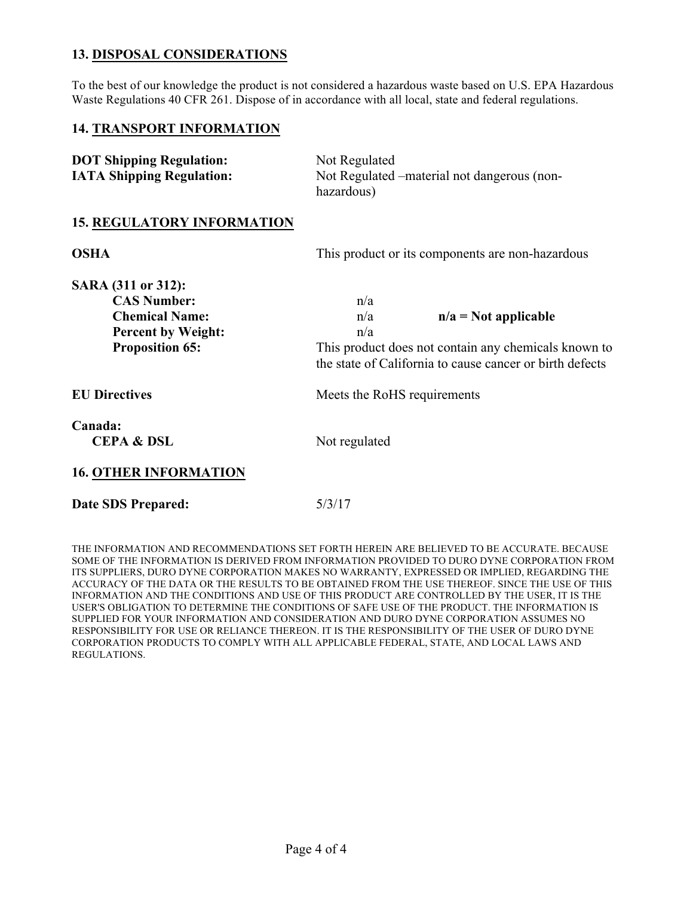## 13. DISPOSAL CONSIDERATIONS

To the best of our knowledge the product is not considered a hazardous waste based on U.S. EPA Hazardous Waste Regulations 40 CFR 261. Dispose of in accordance with all local, state and federal regulations.

## 14. TRANSPORT INFORMATION

| | |
|---|---|
| **DOT Shipping Regulation:** | Not Regulated |
| **IATA Shipping Regulation:** | Not Regulated –material not dangerous (non-hazardous) |

## 15. REGULATORY INFORMATION

| | | |
|---|---|---|
| **OSHA** | This product or its components are non-hazardous | |
| **SARA (311 or 312):** | | |
| **CAS Number:** | n/a | |
| **Chemical Name:** | n/a | **n/a = Not applicable** |
| **Percent by Weight:** | n/a | |
| **Proposition 65:** | This product does not contain any chemicals known to the state of California to cause cancer or birth defects | |
| **EU Directives** | Meets the RoHS requirements | |
| **Canada:** | | |
| **CEPA & DSL** | Not regulated | |

## 16. OTHER INFORMATION

**Date SDS Prepared:** 5/3/17

THE INFORMATION AND RECOMMENDATIONS SET FORTH HEREIN ARE BELIEVED TO BE ACCURATE. BECAUSE SOME OF THE INFORMATION IS DERIVED FROM INFORMATION PROVIDED TO DURO DYNE CORPORATION FROM ITS SUPPLIERS, DURO DYNE CORPORATION MAKES NO WARRANTY, EXPRESSED OR IMPLIED, REGARDING THE ACCURACY OF THE DATA OR THE RESULTS TO BE OBTAINED FROM THE USE THEREOF. SINCE THE USE OF THIS INFORMATION AND THE CONDITIONS AND USE OF THIS PRODUCT ARE CONTROLLED BY THE USER, IT IS THE USER'S OBLIGATION TO DETERMINE THE CONDITIONS OF SAFE USE OF THE PRODUCT. THE INFORMATION IS SUPPLIED FOR YOUR INFORMATION AND CONSIDERATION AND DURO DYNE CORPORATION ASSUMES NO RESPONSIBILITY FOR USE OR RELIANCE THEREON. IT IS THE RESPONSIBILITY OF THE USER OF DURO DYNE CORPORATION PRODUCTS TO COMPLY WITH ALL APPLICABLE FEDERAL, STATE, AND LOCAL LAWS AND REGULATIONS.